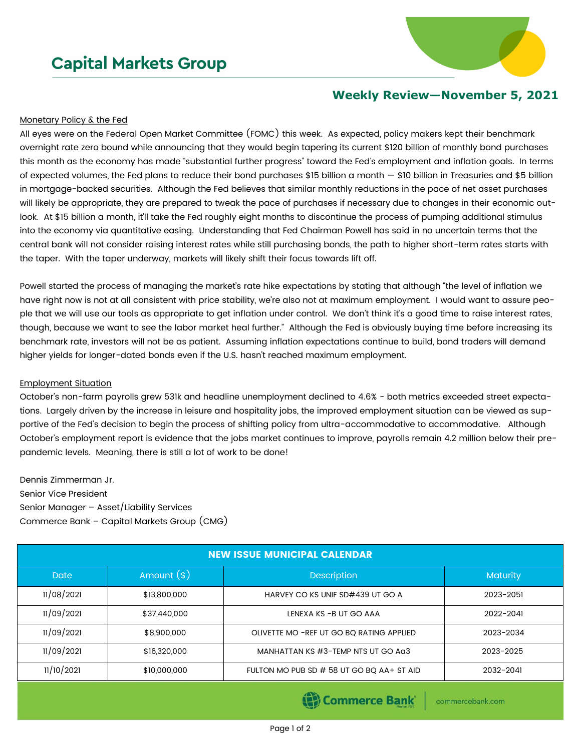# Capital Markets Group

## Weekly Review—November 5, 2021

Monetary Policy & the Fed

All eyes were on the Federal Open Market Committee (FOMC) this week. As expected, policy makers kept their benchmark overnight rate zero bound while announcing that they would begin tapering its current $120 billion of monthly bond purchases this month as the economy has made "substantial further progress" toward the Fed's employment and inflation goals. In terms of expected volumes, the Fed plans to reduce their bond purchases $15 billion a month — $10 billion in Treasuries and $5 billion in mortgage-backed securities. Although the Fed believes that similar monthly reductions in the pace of net asset purchases will likely be appropriate, they are prepared to tweak the pace of purchases if necessary due to changes in their economic outlook. At $15 billion a month, it'll take the Fed roughly eight months to discontinue the process of pumping additional stimulus into the economy via quantitative easing. Understanding that Fed Chairman Powell has said in no uncertain terms that the central bank will not consider raising interest rates while still purchasing bonds, the path to higher short-term rates starts with the taper. With the taper underway, markets will likely shift their focus towards lift off.

Powell started the process of managing the market's rate hike expectations by stating that although "the level of inflation we have right now is not at all consistent with price stability, we're also not at maximum employment. I would want to assure people that we will use our tools as appropriate to get inflation under control. We don't think it's a good time to raise interest rates, though, because we want to see the labor market heal further." Although the Fed is obviously buying time before increasing its benchmark rate, investors will not be as patient. Assuming inflation expectations continue to build, bond traders will demand higher yields for longer-dated bonds even if the U.S. hasn't reached maximum employment.

Employment Situation

October's non-farm payrolls grew 531k and headline unemployment declined to 4.6% - both metrics exceeded street expectations. Largely driven by the increase in leisure and hospitality jobs, the improved employment situation can be viewed as supportive of the Fed's decision to begin the process of shifting policy from ultra-accommodative to accommodative. Although October's employment report is evidence that the jobs market continues to improve, payrolls remain 4.2 million below their pre-pandemic levels. Meaning, there is still a lot of work to be done!

Dennis Zimmerman Jr.
Senior Vice President
Senior Manager – Asset/Liability Services
Commerce Bank – Capital Markets Group (CMG)

| NEW ISSUE MUNICIPAL CALENDAR | | | |
|---|---|---|---|
| Date | Amount ($) | Description | Maturity |
| 11/08/2021 | $13,800,000 | HARVEY CO KS UNIF SD#439 UT GO A | 2023-2051 |
| 11/09/2021 | $37,440,000 | LENEXA KS -B UT GO AAA | 2022-2041 |
| 11/09/2021 | $8,900,000 | OLIVETTE MO -REF UT GO BQ RATING APPLIED | 2023-2034 |
| 11/09/2021 | $16,320,000 | MANHATTAN KS #3-TEMP NTS UT GO Aa3 | 2023-2025 |
| 11/10/2021 | $10,000,000 | FULTON MO PUB SD # 58 UT GO BQ AA+ ST AID | 2032-2041 |

Commerce Bank | commercebank.com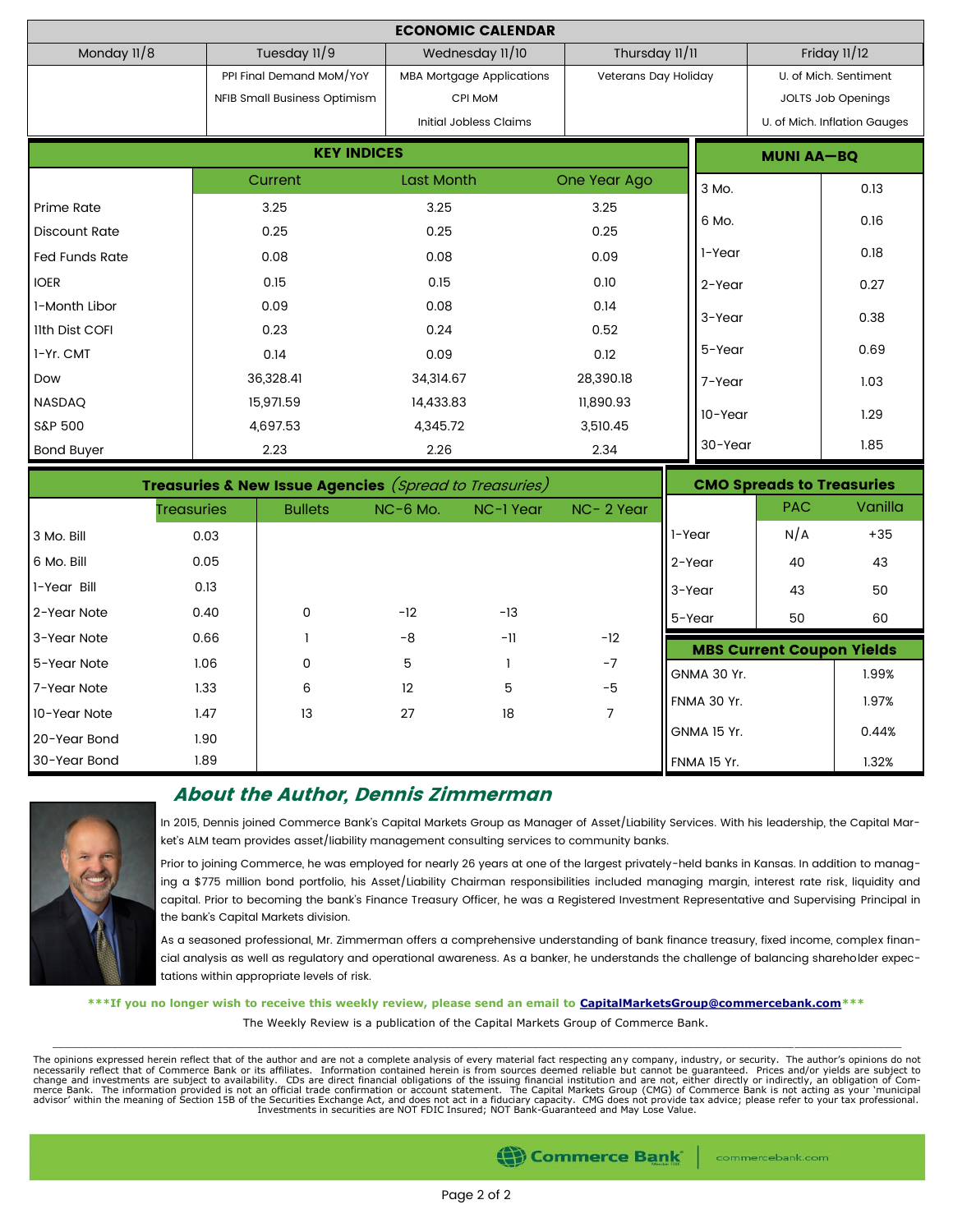## ECONOMIC CALENDAR

| Monday 11/8 | Tuesday 11/9 | Wednesday 11/10 | Thursday 11/11 | Friday 11/12 |
|---|---|---|---|---|
| | PPI Final Demand MoM/YoY | MBA Mortgage Applications | Veterans Day Holiday | U. of Mich. Sentiment |
| | NFIB Small Business Optimism | CPI MoM | | JOLTS Job Openings |
| | | Initial Jobless Claims | | U. of Mich. Inflation Gauges |

## KEY INDICES

| | Current | Last Month | One Year Ago |
|---|---|---|---|
| Prime Rate | 3.25 | 3.25 | 3.25 |
| Discount Rate | 0.25 | 0.25 | 0.25 |
| Fed Funds Rate | 0.08 | 0.08 | 0.09 |
| IOER | 0.15 | 0.15 | 0.10 |
| 1-Month Libor | 0.09 | 0.08 | 0.14 |
| 11th Dist COFI | 0.23 | 0.24 | 0.52 |
| 1-Yr. CMT | 0.14 | 0.09 | 0.12 |
| Dow | 36,328.41 | 34,314.67 | 28,390.18 |
| NASDAQ | 15,971.59 | 14,433.83 | 11,890.93 |
| S&P 500 | 4,697.53 | 4,345.72 | 3,510.45 |
| Bond Buyer | 2.23 | 2.26 | 2.34 |

## MUNI AA—BQ

| | |
|---|---|
| 3 Mo. | 0.13 |
| 6 Mo. | 0.16 |
| 1-Year | 0.18 |
| 2-Year | 0.27 |
| 3-Year | 0.38 |
| 5-Year | 0.69 |
| 7-Year | 1.03 |
| 10-Year | 1.29 |
| 30-Year | 1.85 |

## Treasuries & New Issue Agencies *(Spread to Treasuries)*

| | Treasuries | Bullets | NC-6 Mo. | NC-1 Year | NC- 2 Year |
|---|---|---|---|---|---|
| 3 Mo. Bill | 0.03 | | | | |
| 6 Mo. Bill | 0.05 | | | | |
| 1-Year Bill | 0.13 | | | | |
| 2-Year Note | 0.40 | 0 | -12 | -13 | |
| 3-Year Note | 0.66 | 1 | -8 | -11 | -12 |
| 5-Year Note | 1.06 | 0 | 5 | 1 | -7 |
| 7-Year Note | 1.33 | 6 | 12 | 5 | -5 |
| 10-Year Note | 1.47 | 13 | 27 | 18 | 7 |
| 20-Year Bond | 1.90 | | | | |
| 30-Year Bond | 1.89 | | | | |

## CMO Spreads to Treasuries

| | PAC | Vanilla |
|---|---|---|
| 1-Year | N/A | +35 |
| 2-Year | 40 | 43 |
| 3-Year | 43 | 50 |
| 5-Year | 50 | 60 |

## MBS Current Coupon Yields

| | |
|---|---|
| GNMA 30 Yr. | 1.99% |
| FNMA 30 Yr. | 1.97% |
| GNMA 15 Yr. | 0.44% |
| FNMA 15 Yr. | 1.32% |

## *About the Author, Dennis Zimmerman*

In 2015, Dennis joined Commerce Bank's Capital Markets Group as Manager of Asset/Liability Services. With his leadership, the Capital Market's ALM team provides asset/liability management consulting services to community banks.

Prior to joining Commerce, he was employed for nearly 26 years at one of the largest privately-held banks in Kansas. In addition to managing a $775 million bond portfolio, his Asset/Liability Chairman responsibilities included managing margin, interest rate risk, liquidity and capital. Prior to becoming the bank's Finance Treasury Officer, he was a Registered Investment Representative and Supervising Principal in the bank's Capital Markets division.

As a seasoned professional, Mr. Zimmerman offers a comprehensive understanding of bank finance treasury, fixed income, complex financial analysis as well as regulatory and operational awareness. As a banker, he understands the challenge of balancing shareholder expectations within appropriate levels of risk.

*****If you no longer wish to receive this weekly review, please send an email to CapitalMarketsGroup@commercebank.com*****

The Weekly Review is a publication of the Capital Markets Group of Commerce Bank.

The opinions expressed herein reflect that of the author and are not a complete analysis of every material fact respecting any company, industry, or security. The author's opinions do not necessarily reflect that of Commerce Bank or its affiliates. Information contained herein is from sources deemed reliable but cannot be guaranteed. Prices and/or yields are subject to change and investments are subject to availability. CDs are direct financial obligations of the issuing financial institution and are not, either directly or indirectly, an obligation of Commerce Bank. The information provided is not an official trade confirmation or account statement. The Capital Markets Group (CMG) of Commerce Bank is not acting as your 'municipal advisor' within the meaning of Section 15B of the Securities Exchange Act, and does not act in a fiduciary capacity. CMG does not provide tax advice; please refer to your tax professional. Investments in securities are NOT FDIC Insured; NOT Bank-Guaranteed and May Lose Value.

Commerce Bank | commercebank.com